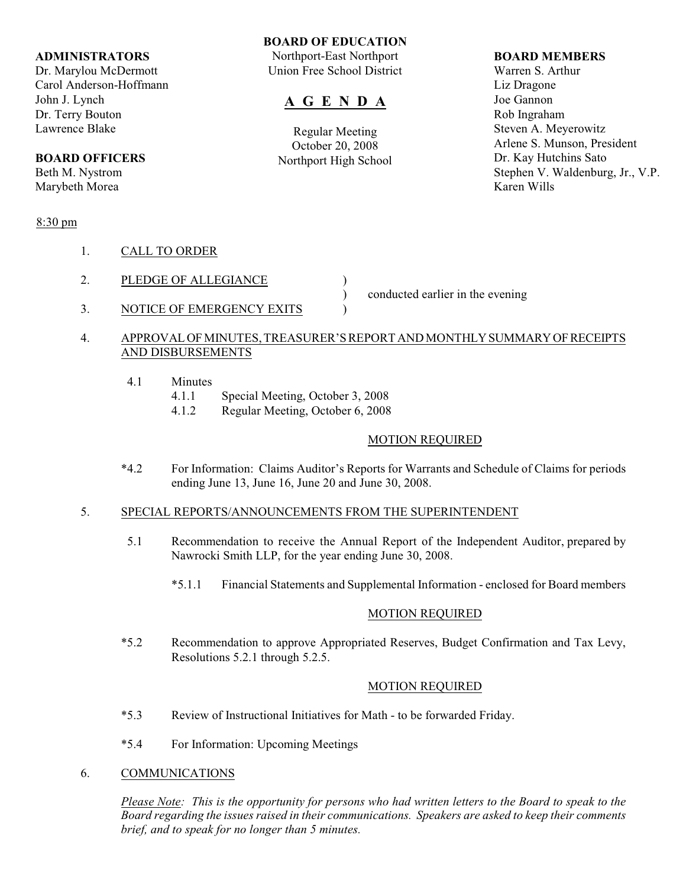**BOARD OF EDUCATION**
Northport-East Northport
Union Free School District

# A G E N D A

Regular Meeting
October 20, 2008
Northport High School

**ADMINISTRATORS**
Dr. Marylou McDermott
Carol Anderson-Hoffmann
John J. Lynch
Dr. Terry Bouton
Lawrence Blake

**BOARD OFFICERS**
Beth M. Nystrom
Marybeth Morea

**BOARD MEMBERS**
Warren S. Arthur
Liz Dragone
Joe Gannon
Rob Ingraham
Steven A. Meyerowitz
Arlene S. Munson, President
Dr. Kay Hutchins Sato
Stephen V. Waldenburg, Jr., V.P.
Karen Wills

8:30 pm

1. CALL TO ORDER

2. PLEDGE OF ALLEGIANCE )
   ) conducted earlier in the evening
3. NOTICE OF EMERGENCY EXITS )

4. APPROVAL OF MINUTES, TREASURER'S REPORT AND MONTHLY SUMMARY OF RECEIPTS AND DISBURSEMENTS

   4.1 Minutes
      4.1.1 Special Meeting, October 3, 2008
      4.1.2 Regular Meeting, October 6, 2008

   MOTION REQUIRED

   *4.2 For Information: Claims Auditor's Reports for Warrants and Schedule of Claims for periods ending June 13, June 16, June 20 and June 30, 2008.

5. SPECIAL REPORTS/ANNOUNCEMENTS FROM THE SUPERINTENDENT

   5.1 Recommendation to receive the Annual Report of the Independent Auditor, prepared by Nawrocki Smith LLP, for the year ending June 30, 2008.

      *5.1.1 Financial Statements and Supplemental Information - enclosed for Board members

   MOTION REQUIRED

   *5.2 Recommendation to approve Appropriated Reserves, Budget Confirmation and Tax Levy, Resolutions 5.2.1 through 5.2.5.

   MOTION REQUIRED

   *5.3 Review of Instructional Initiatives for Math - to be forwarded Friday.

   *5.4 For Information: Upcoming Meetings

6. COMMUNICATIONS

   *Please Note: This is the opportunity for persons who had written letters to the Board to speak to the Board regarding the issues raised in their communications. Speakers are asked to keep their comments brief, and to speak for no longer than 5 minutes.*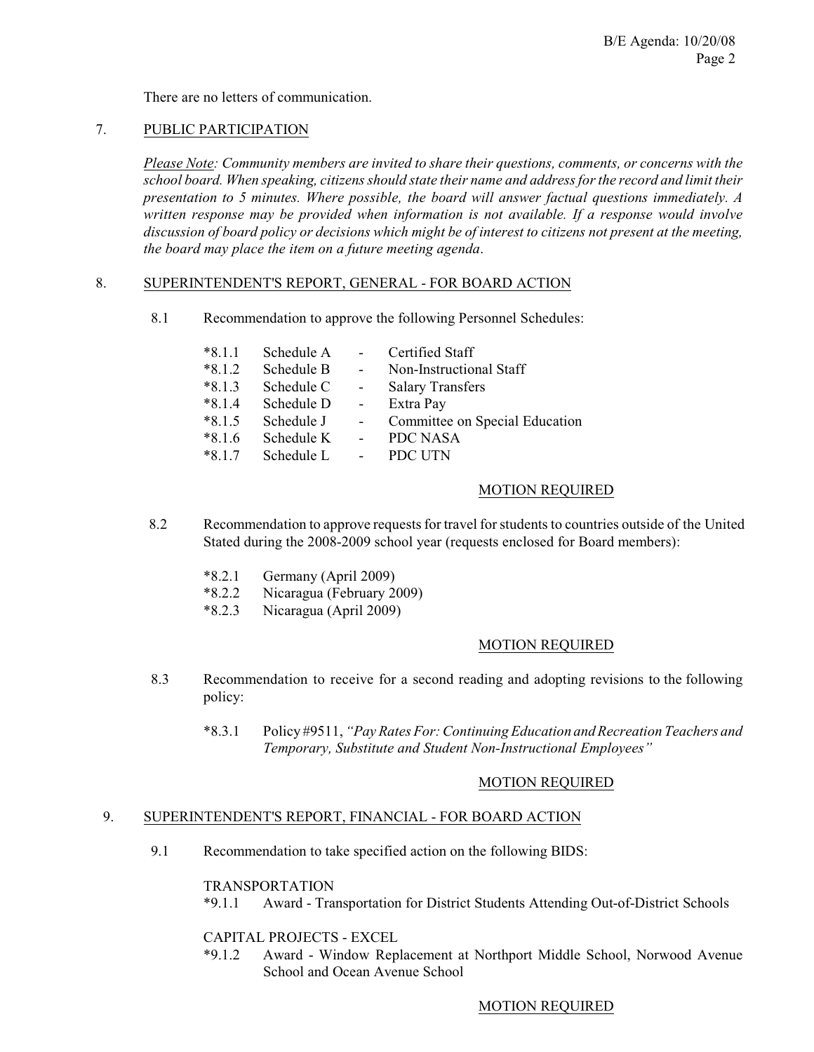There are no letters of communication.

7. PUBLIC PARTICIPATION

*Please Note: Community members are invited to share their questions, comments, or concerns with the school board. When speaking, citizens should state their name and address for the record and limit their presentation to 5 minutes. Where possible, the board will answer factual questions immediately. A written response may be provided when information is not available. If a response would involve discussion of board policy or decisions which might be of interest to citizens not present at the meeting, the board may place the item on a future meeting agenda.*

8. SUPERINTENDENT'S REPORT, GENERAL - FOR BOARD ACTION

8.1 Recommendation to approve the following Personnel Schedules:

*8.1.1 Schedule A - Certified Staff
*8.1.2 Schedule B - Non-Instructional Staff
*8.1.3 Schedule C - Salary Transfers
*8.1.4 Schedule D - Extra Pay
*8.1.5 Schedule J - Committee on Special Education
*8.1.6 Schedule K - PDC NASA
*8.1.7 Schedule L - PDC UTN

MOTION REQUIRED

8.2 Recommendation to approve requests for travel for students to countries outside of the United Stated during the 2008-2009 school year (requests enclosed for Board members):

*8.2.1 Germany (April 2009)
*8.2.2 Nicaragua (February 2009)
*8.2.3 Nicaragua (April 2009)

MOTION REQUIRED

8.3 Recommendation to receive for a second reading and adopting revisions to the following policy:

*8.3.1 Policy #9511, *"Pay Rates For: Continuing Education and Recreation Teachers and Temporary, Substitute and Student Non-Instructional Employees"*

MOTION REQUIRED

9. SUPERINTENDENT'S REPORT, FINANCIAL - FOR BOARD ACTION

9.1 Recommendation to take specified action on the following BIDS:

TRANSPORTATION
*9.1.1 Award - Transportation for District Students Attending Out-of-District Schools

CAPITAL PROJECTS - EXCEL
*9.1.2 Award - Window Replacement at Northport Middle School, Norwood Avenue School and Ocean Avenue School

MOTION REQUIRED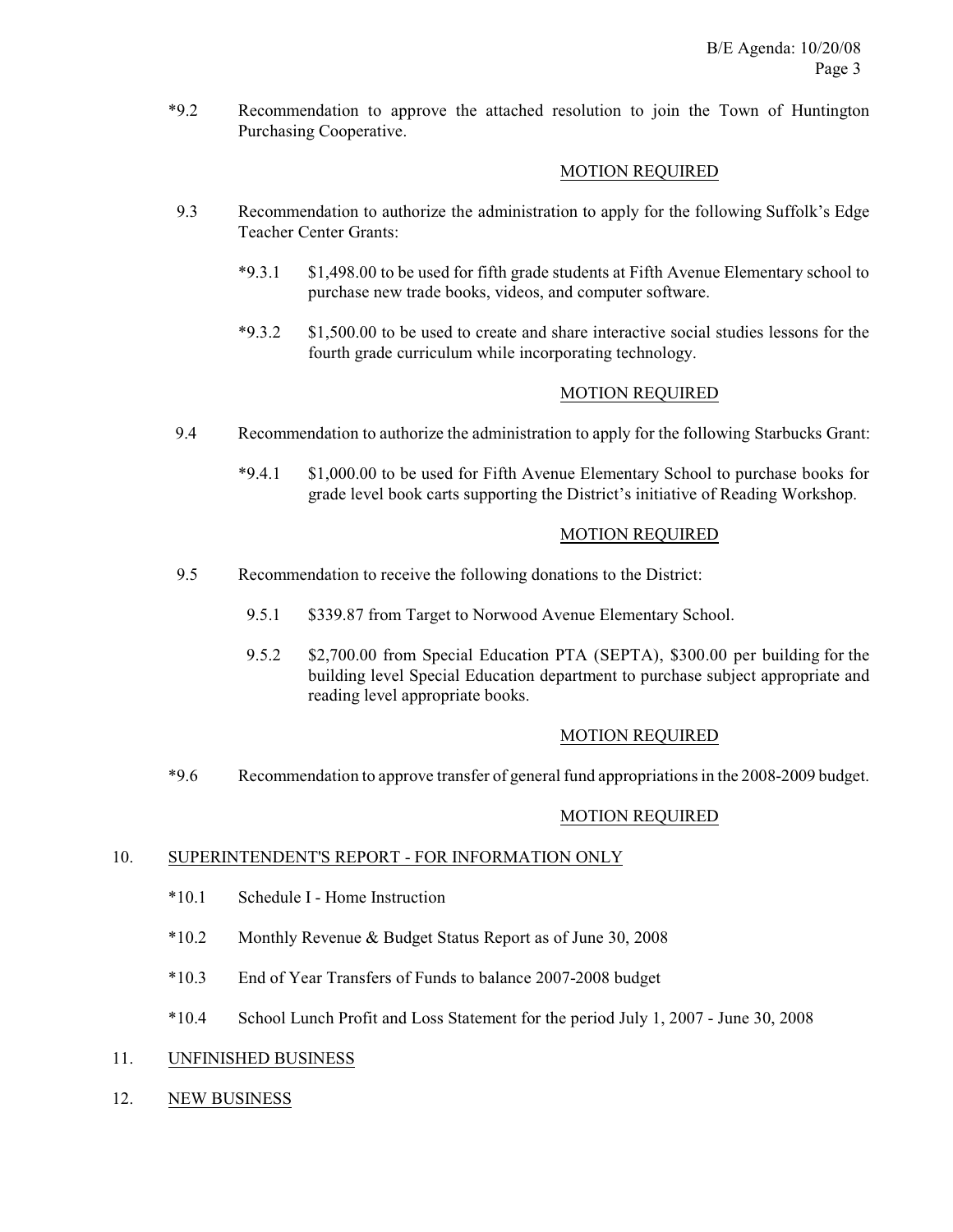*9.2 Recommendation to approve the attached resolution to join the Town of Huntington Purchasing Cooperative.

MOTION REQUIRED

9.3 Recommendation to authorize the administration to apply for the following Suffolk's Edge Teacher Center Grants:

*9.3.1 $1,498.00 to be used for fifth grade students at Fifth Avenue Elementary school to purchase new trade books, videos, and computer software.

*9.3.2 $1,500.00 to be used to create and share interactive social studies lessons for the fourth grade curriculum while incorporating technology.

MOTION REQUIRED

9.4 Recommendation to authorize the administration to apply for the following Starbucks Grant:

*9.4.1 $1,000.00 to be used for Fifth Avenue Elementary School to purchase books for grade level book carts supporting the District's initiative of Reading Workshop.

MOTION REQUIRED

9.5 Recommendation to receive the following donations to the District:

9.5.1 $339.87 from Target to Norwood Avenue Elementary School.

9.5.2 $2,700.00 from Special Education PTA (SEPTA), $300.00 per building for the building level Special Education department to purchase subject appropriate and reading level appropriate books.

MOTION REQUIRED

*9.6 Recommendation to approve transfer of general fund appropriations in the 2008-2009 budget.

MOTION REQUIRED

10. SUPERINTENDENT'S REPORT - FOR INFORMATION ONLY

*10.1 Schedule I - Home Instruction

*10.2 Monthly Revenue & Budget Status Report as of June 30, 2008

*10.3 End of Year Transfers of Funds to balance 2007-2008 budget

*10.4 School Lunch Profit and Loss Statement for the period July 1, 2007 - June 30, 2008

11. UNFINISHED BUSINESS

12. NEW BUSINESS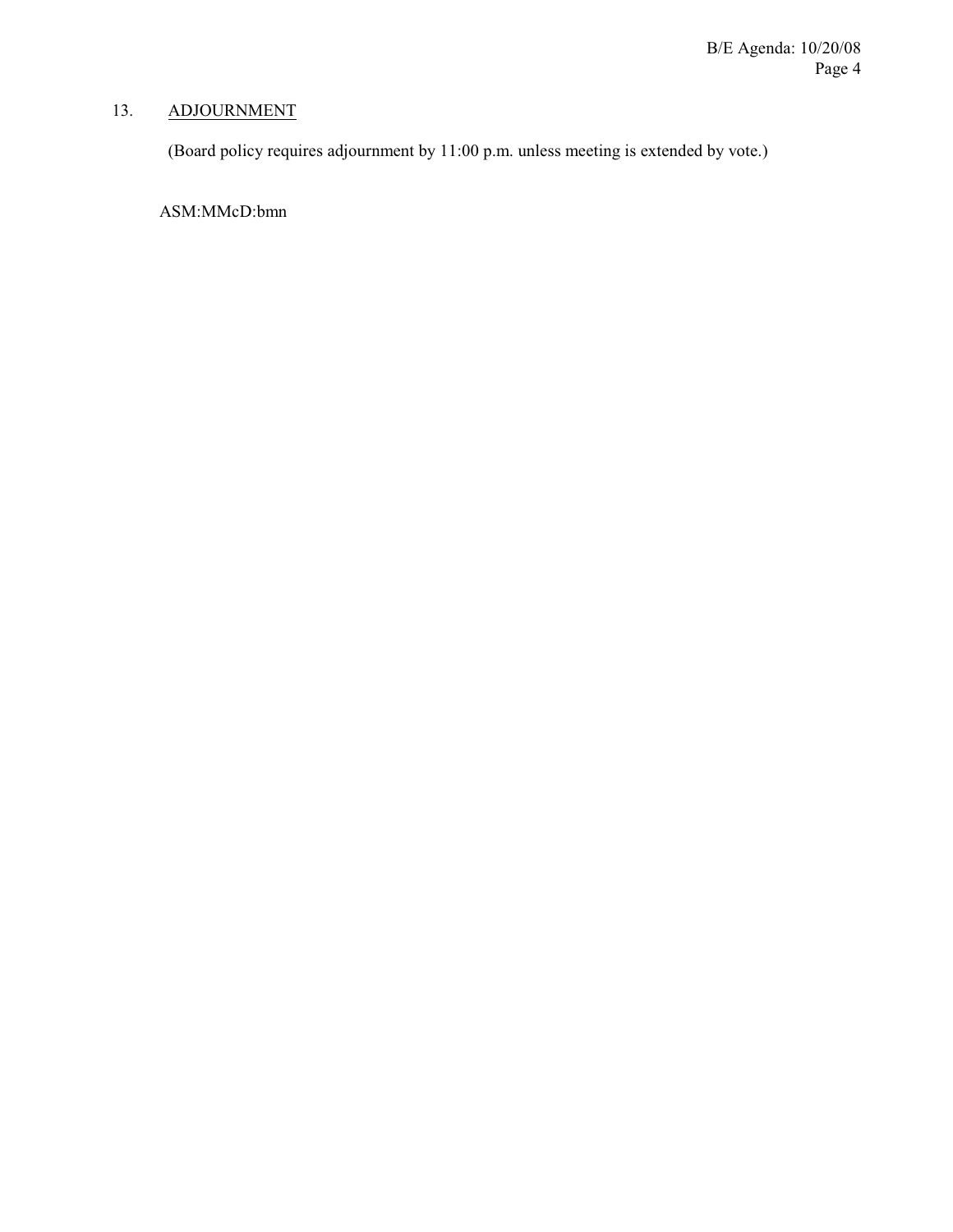13. <u>ADJOURNMENT</u>

(Board policy requires adjournment by 11:00 p.m. unless meeting is extended by vote.)

ASM:MMcD:bmn